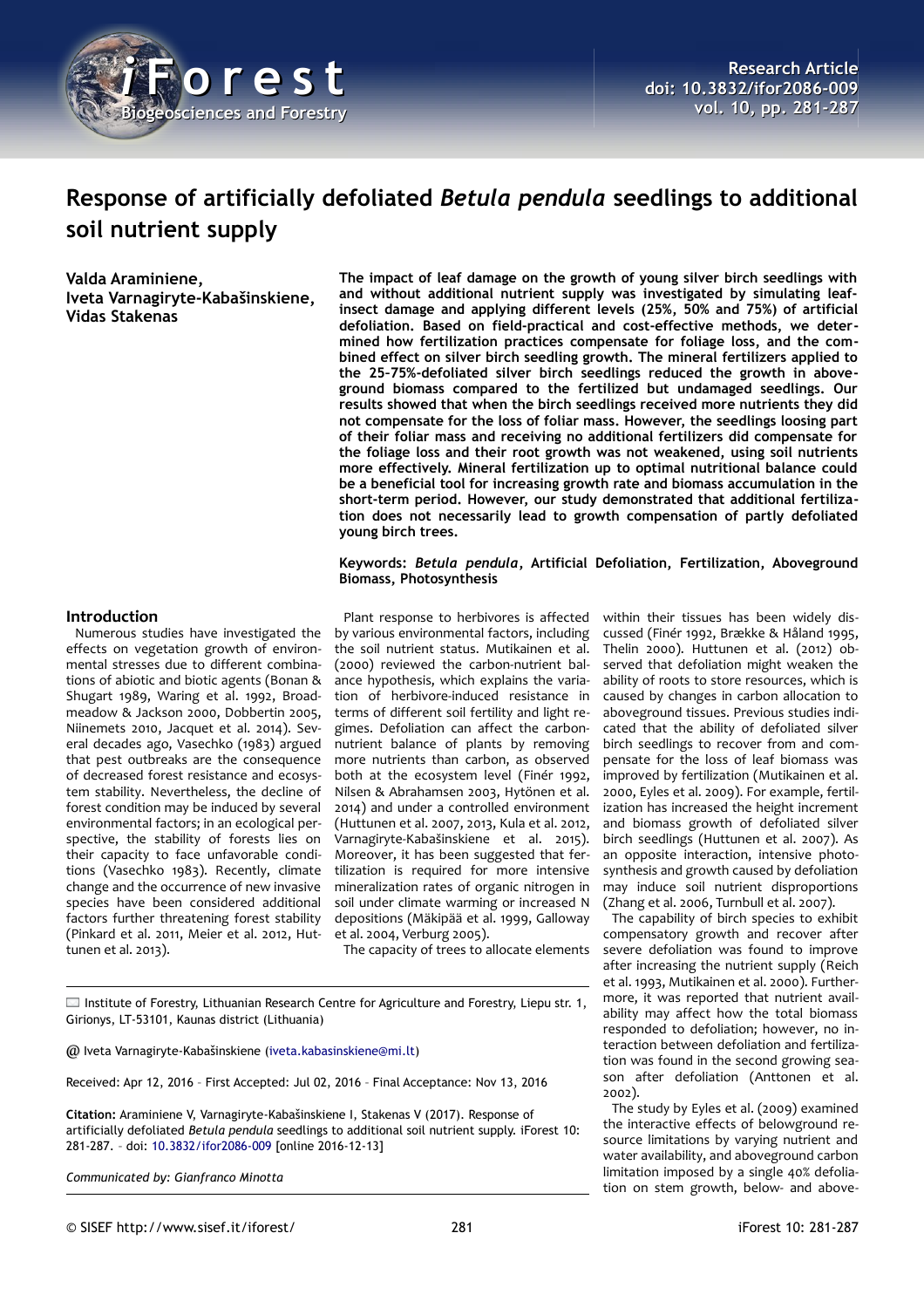# Response of artificially defoliated *Betula pendula* seedlings to additional soil nutrient supply

**Valda Araminiene, Iveta Varnagiryte-Kabašinskiene, Vidas Stakenas**

**The impact of leaf damage on the growth of young silver birch seedlings with and without additional nutrient supply was investigated by simulating leaf-insect damage and applying different levels (25%, 50% and 75%) of artificial defoliation. Based on field-practical and cost-effective methods, we determined how fertilization practices compensate for foliage loss, and the combined effect on silver birch seedling growth. The mineral fertilizers applied to the 25-75%-defoliated silver birch seedlings reduced the growth in aboveground biomass compared to the fertilized but undamaged seedlings. Our results showed that when the birch seedlings received more nutrients they did not compensate for the loss of foliar mass. However, the seedlings loosing part of their foliar mass and receiving no additional fertilizers did compensate for the foliage loss and their root growth was not weakened, using soil nutrients more effectively. Mineral fertilization up to optimal nutritional balance could be a beneficial tool for increasing growth rate and biomass accumulation in the short-term period. However, our study demonstrated that additional fertilization does not necessarily lead to growth compensation of partly defoliated young birch trees.**

**Keywords: *Betula pendula*, Artificial Defoliation, Fertilization, Aboveground Biomass, Photosynthesis**

## Introduction

Numerous studies have investigated the effects on vegetation growth of environmental stresses due to different combinations of abiotic and biotic agents (Bonan & Shugart 1989, Waring et al. 1992, Broadmeadow & Jackson 2000, Dobbertin 2005, Niinemets 2010, Jacquet et al. 2014). Several decades ago, Vasechko (1983) argued that pest outbreaks are the consequence of decreased forest resistance and ecosystem stability. Nevertheless, the decline of forest condition may be induced by several environmental factors; in an ecological perspective, the stability of forests lies on their capacity to face unfavorable conditions (Vasechko 1983). Recently, climate change and the occurrence of new invasive species have been considered additional factors further threatening forest stability (Pinkard et al. 2011, Meier et al. 2012, Huttunen et al. 2013).

Plant response to herbivores is affected by various environmental factors, including the soil nutrient status. Mutikainen et al. (2000) reviewed the carbon-nutrient balance hypothesis, which explains the variation of herbivore-induced resistance in terms of different soil fertility and light regimes. Defoliation can affect the carbon-nutrient balance of plants by removing more nutrients than carbon, as observed both at the ecosystem level (Finér 1992, Nilsen & Abrahamsen 2003, Hytönen et al. 2014) and under a controlled environment (Huttunen et al. 2007, 2013, Kula et al. 2012, Varnagiryte-Kabašinskiene et al. 2015). Moreover, it has been suggested that fertilization is required for more intensive mineralization rates of organic nitrogen in soil under climate warming or increased N depositions (Mäkipää et al. 1999, Galloway et al. 2004, Verburg 2005).

The capacity of trees to allocate elements within their tissues has been widely discussed (Finér 1992, Brække & Håland 1995, Thelin 2000). Huttunen et al. (2012) observed that defoliation might weaken the ability of roots to store resources, which is caused by changes in carbon allocation to aboveground tissues. Previous studies indicated that the ability of defoliated silver birch seedlings to recover from and compensate for the loss of leaf biomass was improved by fertilization (Mutikainen et al. 2000, Eyles et al. 2009). For example, fertilization has increased the height increment and biomass growth of defoliated silver birch seedlings (Huttunen et al. 2007). As an opposite interaction, intensive photosynthesis and growth caused by defoliation may induce soil nutrient disproportions (Zhang et al. 2006, Turnbull et al. 2007).

The capability of birch species to exhibit compensatory growth and recover after severe defoliation was found to improve after increasing the nutrient supply (Reich et al. 1993, Mutikainen et al. 2000). Furthermore, it was reported that nutrient availability may affect how the total biomass responded to defoliation; however, no interaction between defoliation and fertilization was found in the second growing season after defoliation (Anttonen et al. 2002).

The study by Eyles et al. (2009) examined the interactive effects of belowground resource limitations by varying nutrient and water availability, and aboveground carbon limitation imposed by a single 40% defoliation on stem growth, below- and above-

Institute of Forestry, Lithuanian Research Centre for Agriculture and Forestry, Liepu str. 1, Girionys, LT-53101, Kaunas district (Lithuania)

@ Iveta Varnagiryte-Kabašinskiene (iveta.kabasinskiene@mi.lt)

Received: Apr 12, 2016 - First Accepted: Jul 02, 2016 - Final Acceptance: Nov 13, 2016

**Citation:** Araminiene V, Varnagiryte-Kabašinskiene I, Stakenas V (2017). Response of artificially defoliated *Betula pendula* seedlings to additional soil nutrient supply. iForest 10: 281-287. - doi: 10.3832/ifor2086-009 [online 2016-12-13]

*Communicated by: Gianfranco Minotta*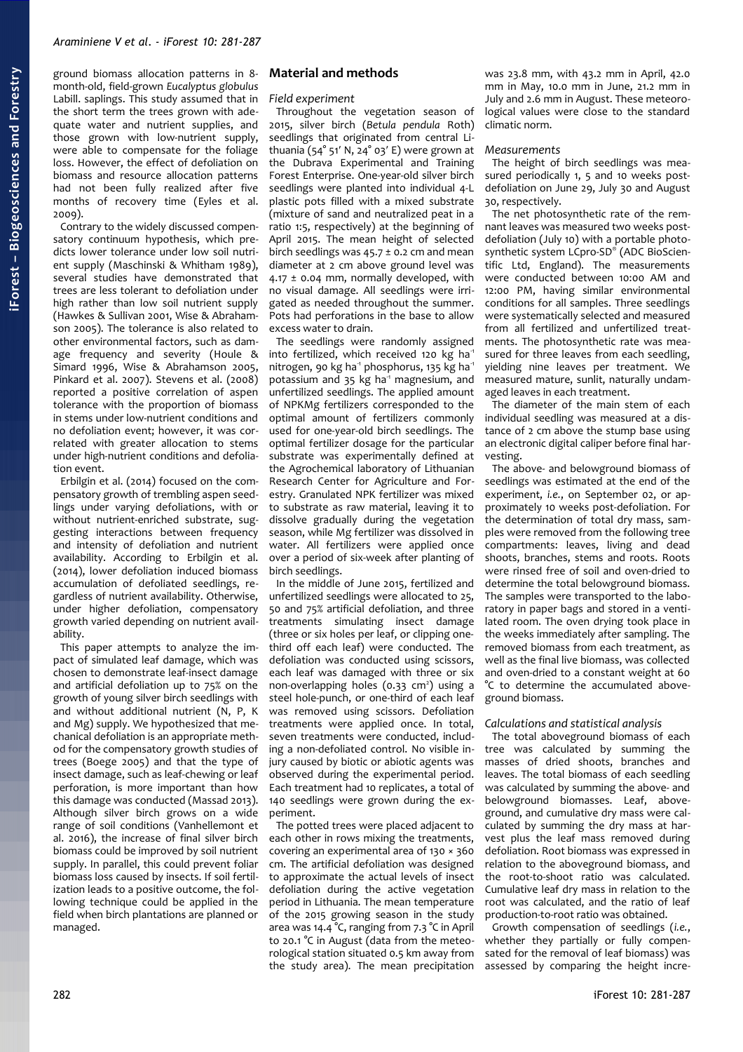ground biomass allocation patterns in 8-month-old, field-grown *Eucalyptus globulus* Labill. saplings. This study assumed that in the short term the trees grown with adequate water and nutrient supplies, and those grown with low-nutrient supply, were able to compensate for the foliage loss. However, the effect of defoliation on biomass and resource allocation patterns had not been fully realized after five months of recovery time (Eyles et al. 2009).

Contrary to the widely discussed compensatory continuum hypothesis, which predicts lower tolerance under low soil nutrient supply (Maschinski & Whitham 1989), several studies have demonstrated that trees are less tolerant to defoliation under high rather than low soil nutrient supply (Hawkes & Sullivan 2001, Wise & Abrahamson 2005). The tolerance is also related to other environmental factors, such as damage frequency and severity (Houle & Simard 1996, Wise & Abrahamson 2005, Pinkard et al. 2007). Stevens et al. (2008) reported a positive correlation of aspen tolerance with the proportion of biomass in stems under low-nutrient conditions and no defoliation event; however, it was correlated with greater allocation to stems under high-nutrient conditions and defoliation event.

Erbilgin et al. (2014) focused on the compensatory growth of trembling aspen seedlings under varying defoliations, with or without nutrient-enriched substrate, suggesting interactions between frequency and intensity of defoliation and nutrient availability. According to Erbilgin et al. (2014), lower defoliation induced biomass accumulation of defoliated seedlings, regardless of nutrient availability. Otherwise, under higher defoliation, compensatory growth varied depending on nutrient availability.

This paper attempts to analyze the impact of simulated leaf damage, which was chosen to demonstrate leaf-insect damage and artificial defoliation up to 75% on the growth of young silver birch seedlings with and without additional nutrient (N, P, K and Mg) supply. We hypothesized that mechanical defoliation is an appropriate method for the compensatory growth studies of trees (Boege 2005) and that the type of insect damage, such as leaf-chewing or leaf perforation, is more important than how this damage was conducted (Massad 2013). Although silver birch grows on a wide range of soil conditions (Vanhellemont et al. 2016), the increase of final silver birch biomass could be improved by soil nutrient supply. In parallel, this could prevent foliar biomass loss caused by insects. If soil fertilization leads to a positive outcome, the following technique could be applied in the field when birch plantations are planned or managed.

## Material and methods

### Field experiment

Throughout the vegetation season of 2015, silver birch (*Betula pendula* Roth) seedlings that originated from central Lithuania (54° 51′ N, 24° 03′ E) were grown at the Dubrava Experimental and Training Forest Enterprise. One-year-old silver birch seedlings were planted into individual 4-L plastic pots filled with a mixed substrate (mixture of sand and neutralized peat in a ratio 1:5, respectively) at the beginning of April 2015. The mean height of selected birch seedlings was 45.7 ± 0.2 cm and mean diameter at 2 cm above ground level was 4.17 ± 0.04 mm, normally developed, with no visual damage. All seedlings were irrigated as needed throughout the summer. Pots had perforations in the base to allow excess water to drain.

The seedlings were randomly assigned into fertilized, which received 120 kg ha$^{-1}$ nitrogen, 90 kg ha$^{-1}$ phosphorus, 135 kg ha$^{-1}$ potassium and 35 kg ha$^{-1}$ magnesium, and unfertilized seedlings. The applied amount of NPKMg fertilizers corresponded to the optimal amount of fertilizers commonly used for one-year-old birch seedlings. The optimal fertilizer dosage for the particular substrate was experimentally defined at the Agrochemical laboratory of Lithuanian Research Center for Agriculture and Forestry. Granulated NPK fertilizer was mixed to substrate as raw material, leaving it to dissolve gradually during the vegetation season, while Mg fertilizer was dissolved in water. All fertilizers were applied once over a period of six-week after planting of birch seedlings.

In the middle of June 2015, fertilized and unfertilized seedlings were allocated to 25, 50 and 75% artificial defoliation, and three treatments simulating insect damage (three or six holes per leaf, or clipping one-third off each leaf) were conducted. The defoliation was conducted using scissors, each leaf was damaged with three or six non-overlapping holes (0.33 cm$^2$) using a steel hole-punch, or one-third of each leaf was removed using scissors. Defoliation treatments were applied once. In total, seven treatments were conducted, including a non-defoliated control. No visible injury caused by biotic or abiotic agents was observed during the experimental period. Each treatment had 10 replicates, a total of 140 seedlings were grown during the experiment.

The potted trees were placed adjacent to each other in rows mixing the treatments, covering an experimental area of 130 × 360 cm. The artificial defoliation was designed to approximate the actual levels of insect defoliation during the active vegetation period in Lithuania. The mean temperature of the 2015 growing season in the study area was 14.4 °C, ranging from 7.3 °C in April to 20.1 °C in August (data from the meteorological station situated 0.5 km away from the study area). The mean precipitation was 23.8 mm, with 43.2 mm in April, 42.0 mm in May, 10.0 mm in June, 21.2 mm in July and 2.6 mm in August. These meteorological values were close to the standard climatic norm.

### Measurements

The height of birch seedlings was measured periodically 1, 5 and 10 weeks post-defoliation on June 29, July 30 and August 30, respectively.

The net photosynthetic rate of the remnant leaves was measured two weeks post-defoliation (July 10) with a portable photosynthetic system LCpro-SD® (ADC BioScientific Ltd, England). The measurements were conducted between 10:00 AM and 12:00 PM, having similar environmental conditions for all samples. Three seedlings were systematically selected and measured from all fertilized and unfertilized treatments. The photosynthetic rate was measured for three leaves from each seedling, yielding nine leaves per treatment. We measured mature, sunlit, naturally undamaged leaves in each treatment.

The diameter of the main stem of each individual seedling was measured at a distance of 2 cm above the stump base using an electronic digital caliper before final harvesting.

The above- and belowground biomass of seedlings was estimated at the end of the experiment, *i.e.*, on September 02, or approximately 10 weeks post-defoliation. For the determination of total dry mass, samples were removed from the following tree compartments: leaves, living and dead shoots, branches, stems and roots. Roots were rinsed free of soil and oven-dried to determine the total belowground biomass. The samples were transported to the laboratory in paper bags and stored in a ventilated room. The oven drying took place in the weeks immediately after sampling. The removed biomass from each treatment, as well as the final live biomass, was collected and oven-dried to a constant weight at 60 °C to determine the accumulated aboveground biomass.

### Calculations and statistical analysis

The total aboveground biomass of each tree was calculated by summing the masses of dried shoots, branches and leaves. The total biomass of each seedling was calculated by summing the above- and belowground biomasses. Leaf, aboveground, and cumulative dry mass were calculated by summing the dry mass at harvest plus the leaf mass removed during defoliation. Root biomass was expressed in relation to the aboveground biomass, and the root-to-shoot ratio was calculated. Cumulative leaf dry mass in relation to the root was calculated, and the ratio of leaf production-to-root ratio was obtained.

Growth compensation of seedlings (*i.e.*, whether they partially or fully compensated for the removal of leaf biomass) was assessed by comparing the height incre-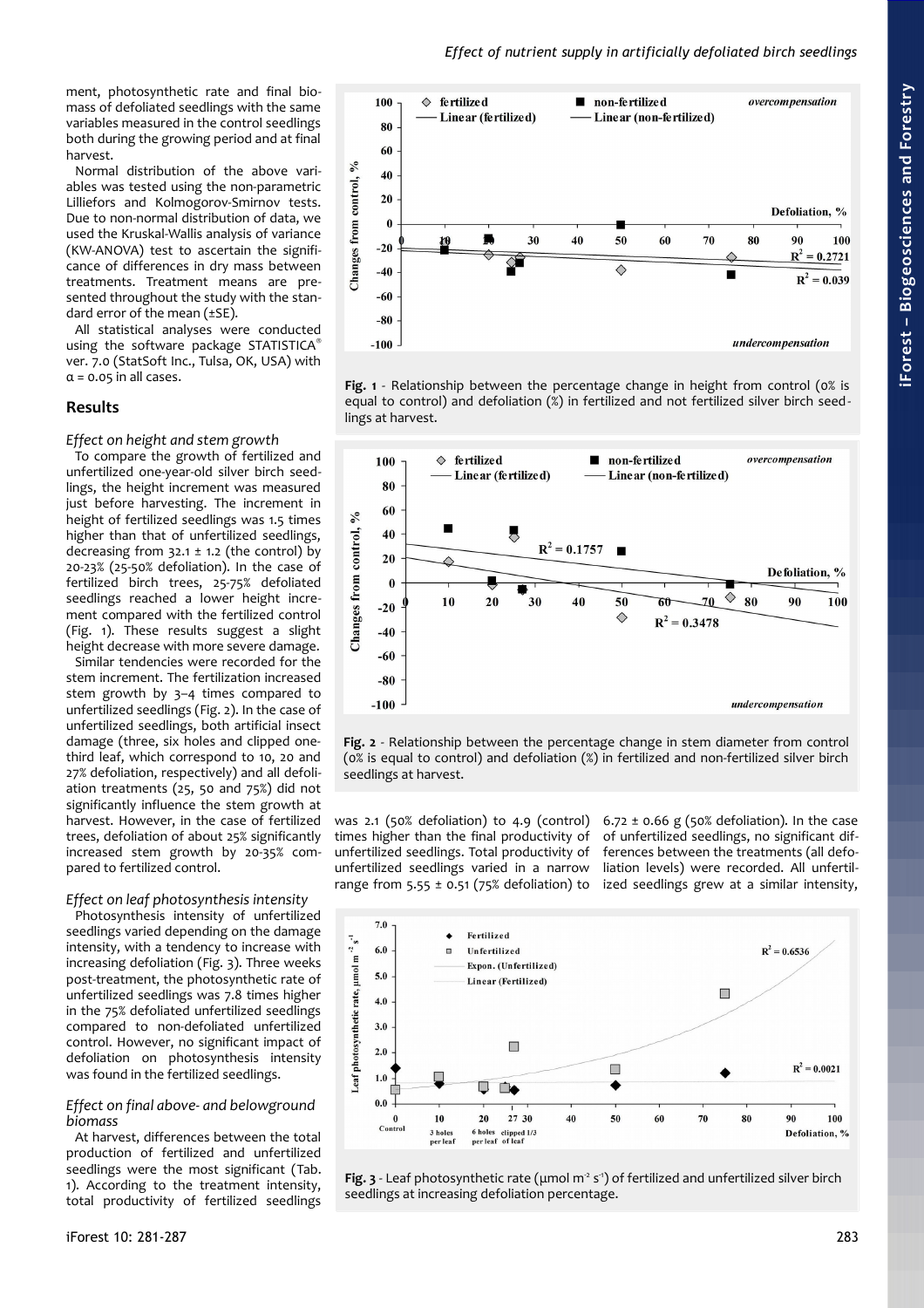ment, photosynthetic rate and final biomass of defoliated seedlings with the same variables measured in the control seedlings both during the growing period and at final harvest.

Normal distribution of the above variables was tested using the non-parametric Lilliefors and Kolmogorov-Smirnov tests. Due to non-normal distribution of data, we used the Kruskal-Wallis analysis of variance (KW-ANOVA) test to ascertain the significance of differences in dry mass between treatments. Treatment means are presented throughout the study with the standard error of the mean (±SE).

All statistical analyses were conducted using the software package STATISTICA® ver. 7.0 (StatSoft Inc., Tulsa, OK, USA) with $\alpha = 0.05$ in all cases.

## Results

### *Effect on height and stem growth*

To compare the growth of fertilized and unfertilized one-year-old silver birch seedlings, the height increment was measured just before harvesting. The increment in height of fertilized seedlings was 1.5 times higher than that of unfertilized seedlings, decreasing from 32.1 ± 1.2 (the control) by 20-23% (25-50% defoliation). In the case of fertilized birch trees, 25-75% defoliated seedlings reached a lower height increment compared with the fertilized control (Fig. 1). These results suggest a slight height decrease with more severe damage.

Similar tendencies were recorded for the stem increment. The fertilization increased stem growth by 3–4 times compared to unfertilized seedlings (Fig. 2). In the case of unfertilized seedlings, both artificial insect damage (three, six holes and clipped one-third leaf, which correspond to 10, 20 and 27% defoliation, respectively) and all defoliation treatments (25, 50 and 75%) did not significantly influence the stem growth at harvest. However, in the case of fertilized trees, defoliation of about 25% significantly increased stem growth by 20-35% compared to fertilized control.

Fig. 1 - Relationship between the percentage change in height from control (0% is equal to control) and defoliation (%) in fertilized and not fertilized silver birch seedlings at harvest.

Fig. 2 - Relationship between the percentage change in stem diameter from control (0% is equal to control) and defoliation (%) in fertilized and non-fertilized silver birch seedlings at harvest.

### *Effect on leaf photosynthesis intensity*

Photosynthesis intensity of unfertilized seedlings varied depending on the damage intensity, with a tendency to increase with increasing defoliation (Fig. 3). Three weeks post-treatment, the photosynthetic rate of unfertilized seedlings was 7.8 times higher in the 75% defoliated unfertilized seedlings compared to non-defoliated unfertilized control. However, no significant impact of defoliation on photosynthesis intensity was found in the fertilized seedlings.

### *Effect on final above- and belowground biomass*

At harvest, differences between the total production of fertilized and unfertilized seedlings were the most significant (Tab. 1). According to the treatment intensity, total productivity of fertilized seedlings was 2.1 (50% defoliation) to 4.9 (control) times higher than the final productivity of unfertilized seedlings. Total productivity of unfertilized seedlings varied in a narrow range from 5.55 ± 0.51 (75% defoliation) to 6.72 ± 0.66 g (50% defoliation). In the case of unfertilized seedlings, no significant differences between the treatments (all defoliation levels) were recorded. All unfertilized seedlings grew at a similar intensity,

Fig. 3 - Leaf photosynthetic rate (µmol $m^{-2}$ $s^{-1}$) of fertilized and unfertilized silver birch seedlings at increasing defoliation percentage.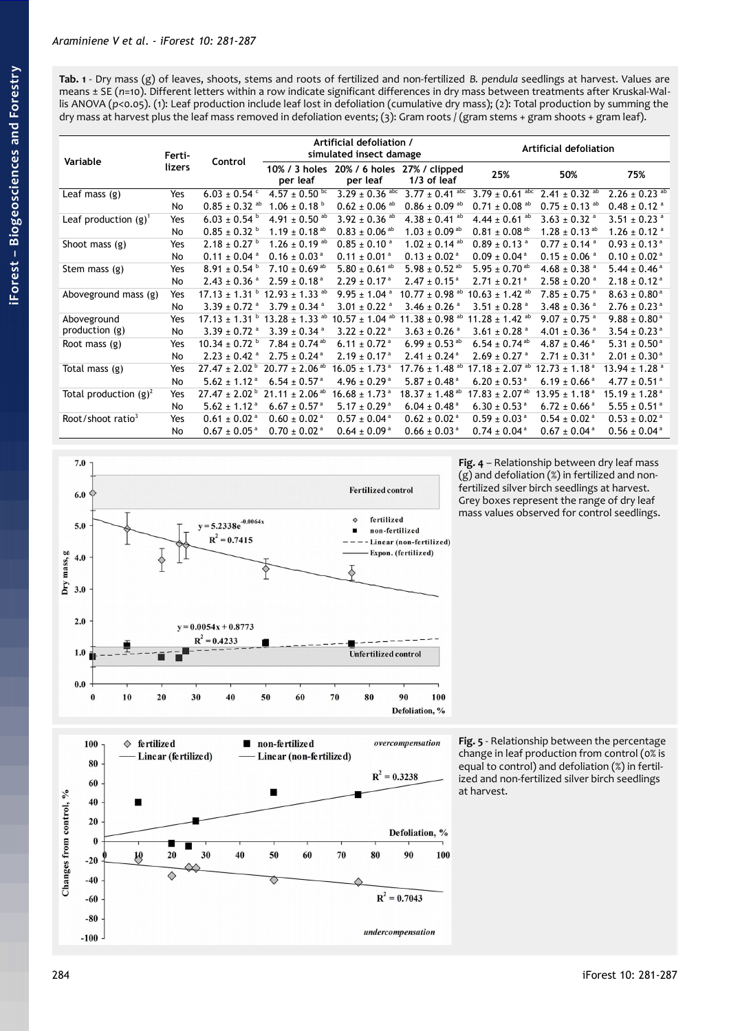**Tab. 1** - Dry mass (g) of leaves, shoots, stems and roots of fertilized and non-fertilized *B. pendula* seedlings at harvest. Values are means ± SE (n=10). Different letters within a row indicate significant differences in dry mass between treatments after Kruskal-Wallis ANOVA ($p$<0.05). (1): Leaf production include leaf lost in defoliation (cumulative dry mass); (2): Total production by summing the dry mass at harvest plus the leaf mass removed in defoliation events; (3): Gram roots / (gram stems + gram shoots + gram leaf).

| Variable | Fertilizers | Control | Artificial defoliation / simulated insect damage | | | Artificial defoliation | | |
|---|---|---|---|---|---|---|---|---|
| | | | 10% / 3 holes per leaf | 20% / 6 holes per leaf | 27% / clipped 1/3 of leaf | 25% | 50% | 75% |
| Leaf mass (g) | Yes | 6.03 ± 0.54 c | 4.57 ± 0.50 bc | 3.29 ± 0.36 abc | 3.77 ± 0.41 abc | 3.79 ± 0.61 abc | 2.41 ± 0.32 ab | 2.26 ± 0.23 ab |
| | No | 0.85 ± 0.32 ab | 1.06 ± 0.18 b | 0.62 ± 0.06 ab | 0.86 ± 0.09 ab | 0.71 ± 0.08 ab | 0.75 ± 0.13 ab | 0.48 ± 0.12 a |
| Leaf production (g)[1] | Yes | 6.03 ± 0.54 b | 4.91 ± 0.50 ab | 3.92 ± 0.36 ab | 4.38 ± 0.41 ab | 4.44 ± 0.61 ab | 3.63 ± 0.32 a | 3.51 ± 0.23 a |
| | No | 0.85 ± 0.32 b | 1.19 ± 0.18 ab | 0.83 ± 0.06 ab | 1.03 ± 0.09 ab | 0.81 ± 0.08 ab | 1.28 ± 0.13 ab | 1.26 ± 0.12 a |
| Shoot mass (g) | Yes | 2.18 ± 0.27 b | 1.26 ± 0.19 ab | 0.85 ± 0.10 a | 1.02 ± 0.14 ab | 0.89 ± 0.13 a | 0.77 ± 0.14 a | 0.93 ± 0.13 a |
| | No | 0.11 ± 0.04 a | 0.16 ± 0.03 a | 0.11 ± 0.01 a | 0.13 ± 0.02 a | 0.09 ± 0.04 a | 0.15 ± 0.06 a | 0.10 ± 0.02 a |
| Stem mass (g) | Yes | 8.91 ± 0.54 b | 7.10 ± 0.69 ab | 5.80 ± 0.61 ab | 5.98 ± 0.52 ab | 5.95 ± 0.70 ab | 4.68 ± 0.38 a | 5.44 ± 0.46 a |
| | No | 2.43 ± 0.36 a | 2.59 ± 0.18 a | 2.29 ± 0.17 a | 2.47 ± 0.15 a | 2.71 ± 0.21 a | 2.58 ± 0.20 a | 2.18 ± 0.12 a |
| Aboveground mass (g) | Yes | 17.13 ± 1.31 b | 12.93 ± 1.33 ab | 9.95 ± 1.04 a | 10.77 ± 0.98 ab | 10.63 ± 1.42 ab | 7.85 ± 0.75 a | 8.63 ± 0.80 a |
| | No | 3.39 ± 0.72 a | 3.79 ± 0.34 a | 3.01 ± 0.22 a | 3.46 ± 0.26 a | 3.51 ± 0.28 a | 3.48 ± 0.36 a | 2.76 ± 0.23 a |
| Aboveground production (g) | Yes | 17.13 ± 1.31 b | 13.28 ± 1.33 ab | 10.57 ± 1.04 ab | 11.38 ± 0.98 ab | 11.28 ± 1.42 ab | 9.07 ± 0.75 a | 9.88 ± 0.80 a |
| | No | 3.39 ± 0.72 a | 3.39 ± 0.34 a | 3.22 ± 0.22 a | 3.63 ± 0.26 a | 3.61 ± 0.28 a | 4.01 ± 0.36 a | 3.54 ± 0.23 a |
| Root mass (g) | Yes | 10.34 ± 0.72 b | 7.84 ± 0.74 ab | 6.11 ± 0.72 a | 6.99 ± 0.53 ab | 6.54 ± 0.74 ab | 4.87 ± 0.46 a | 5.31 ± 0.50 a |
| | No | 2.23 ± 0.42 a | 2.75 ± 0.24 a | 2.19 ± 0.17 a | 2.41 ± 0.24 a | 2.69 ± 0.27 a | 2.71 ± 0.31 a | 2.01 ± 0.30 a |
| Total mass (g) | Yes | 27.47 ± 2.02 b | 20.77 ± 2.06 ab | 16.05 ± 1.73 a | 17.76 ± 1.48 ab | 17.18 ± 2.07 ab | 12.73 ± 1.18 a | 13.94 ± 1.28 a |
| | No | 5.62 ± 1.12 a | 6.54 ± 0.57 a | 4.96 ± 0.29 a | 5.87 ± 0.48 a | 6.20 ± 0.53 a | 6.19 ± 0.66 a | 4.77 ± 0.51 a |
| Total production (g)[2] | Yes | 27.47 ± 2.02 b | 21.11 ± 2.06 ab | 16.68 ± 1.73 a | 18.37 ± 1.48 ab | 17.83 ± 2.07 ab | 13.95 ± 1.18 a | 15.19 ± 1.28 a |
| | No | 5.62 ± 1.12 a | 6.67 ± 0.57 a | 5.17 ± 0.29 a | 6.04 ± 0.48 a | 6.30 ± 0.53 a | 6.72 ± 0.66 a | 5.55 ± 0.51 a |
| Root/shoot ratio[3] | Yes | 0.61 ± 0.02 a | 0.60 ± 0.02 a | 0.57 ± 0.04 a | 0.62 ± 0.02 a | 0.59 ± 0.03 a | 0.54 ± 0.02 a | 0.53 ± 0.02 a |
| | No | 0.67 ± 0.05 a | 0.70 ± 0.02 a | 0.64 ± 0.09 a | 0.66 ± 0.03 a | 0.74 ± 0.04 a | 0.67 ± 0.04 a | 0.56 ± 0.04 a |

**Fig. 4** – Relationship between dry leaf mass (g) and defoliation (%) in fertilized and non-fertilized silver birch seedlings at harvest. Grey boxes represent the range of dry leaf mass values observed for control seedlings.

**Fig. 5** - Relationship between the percentage change in leaf production from control (0% is equal to control) and defoliation (%) in fertilized and non-fertilized silver birch seedlings at harvest.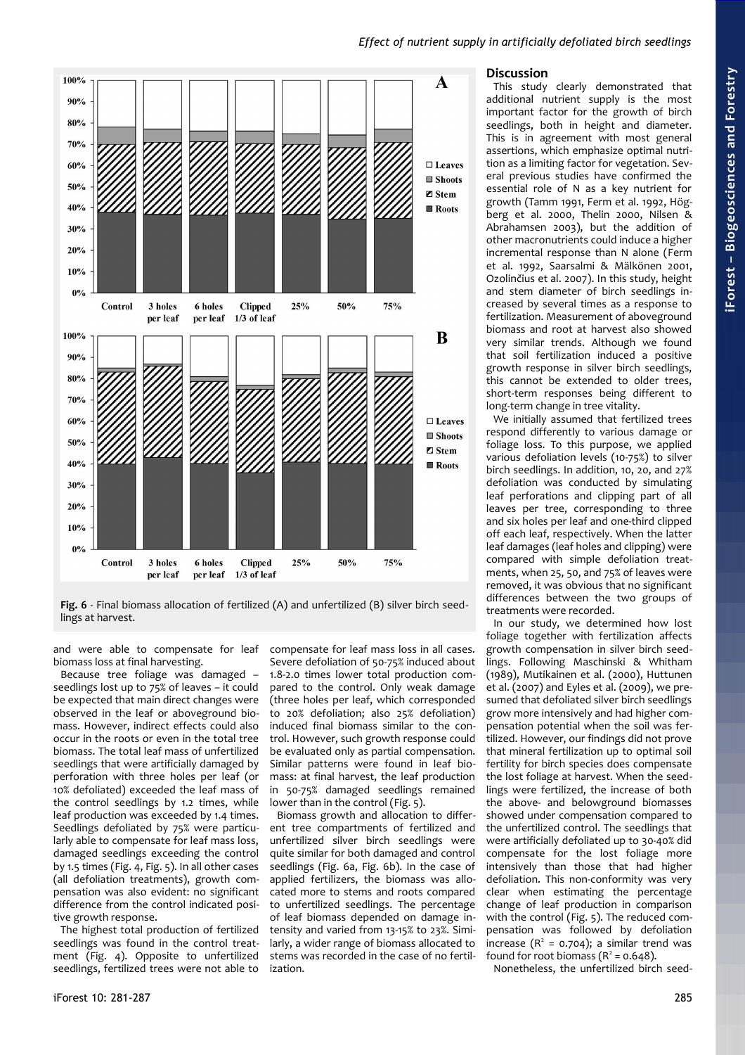Fig. 6 - Final biomass allocation of fertilized (A) and unfertilized (B) silver birch seedlings at harvest.

and were able to compensate for leaf biomass loss at final harvesting.

Because tree foliage was damaged – seedlings lost up to 75% of leaves – it could be expected that main direct changes were observed in the leaf or aboveground biomass. However, indirect effects could also occur in the roots or even in the total tree biomass. The total leaf mass of unfertilized seedlings that were artificially damaged by perforation with three holes per leaf (or 10% defoliated) exceeded the leaf mass of the control seedlings by 1.2 times, while leaf production was exceeded by 1.4 times. Seedlings defoliated by 75% were particularly able to compensate for leaf mass loss, damaged seedlings exceeding the control by 1.5 times (Fig. 4, Fig. 5). In all other cases (all defoliation treatments), growth compensation was also evident: no significant difference from the control indicated positive growth response.

The highest total production of fertilized seedlings was found in the control treatment (Fig. 4). Opposite to unfertilized seedlings, fertilized trees were not able to compensate for leaf mass loss in all cases. Severe defoliation of 50-75% induced about 1.8-2.0 times lower total production compared to the control. Only weak damage (three holes per leaf, which corresponded to 20% defoliation; also 25% defoliation) induced final biomass similar to the control. However, such growth response could be evaluated only as partial compensation. Similar patterns were found in leaf biomass: at final harvest, the leaf production in 50-75% damaged seedlings remained lower than in the control (Fig. 5).

Biomass growth and allocation to different tree compartments of fertilized and unfertilized silver birch seedlings were quite similar for both damaged and control seedlings (Fig. 6a, Fig. 6b). In the case of applied fertilizers, the biomass was allocated more to stems and roots compared to unfertilized seedlings. The percentage of leaf biomass depended on damage intensity and varied from 13-15% to 23%. Similarly, a wider range of biomass allocated to stems was recorded in the case of no fertilization.

## Discussion

This study clearly demonstrated that additional nutrient supply is the most important factor for the growth of birch seedlings, both in height and diameter. This is in agreement with most general assertions, which emphasize optimal nutrition as a limiting factor for vegetation. Several previous studies have confirmed the essential role of N as a key nutrient for growth (Tamm 1991, Ferm et al. 1992, Högberg et al. 2000, Thelin 2000, Nilsen & Abrahamsen 2003), but the addition of other macronutrients could induce a higher incremental response than N alone (Ferm et al. 1992, Saarsalmi & Mälkönen 2001, Ozolinčius et al. 2007). In this study, height and stem diameter of birch seedlings increased by several times as a response to fertilization. Measurement of aboveground biomass and root at harvest also showed very similar trends. Although we found that soil fertilization induced a positive growth response in silver birch seedlings, this cannot be extended to older trees, short-term responses being different to long-term change in tree vitality.

We initially assumed that fertilized trees respond differently to various damage or foliage loss. To this purpose, we applied various defoliation levels (10-75%) to silver birch seedlings. In addition, 10, 20, and 27% defoliation was conducted by simulating leaf perforations and clipping part of all leaves per tree, corresponding to three and six holes per leaf and one-third clipped off each leaf, respectively. When the latter leaf damages (leaf holes and clipping) were compared with simple defoliation treatments, when 25, 50, and 75% of leaves were removed, it was obvious that no significant differences between the two groups of treatments were recorded.

In our study, we determined how lost foliage together with fertilization affects growth compensation in silver birch seedlings. Following Maschinski & Whitham (1989), Mutikainen et al. (2000), Huttunen et al. (2007) and Eyles et al. (2009), we presumed that defoliated silver birch seedlings grow more intensively and had higher compensation potential when the soil was fertilized. However, our findings did not prove that mineral fertilization up to optimal soil fertility for birch species does compensate the lost foliage at harvest. When the seedlings were fertilized, the increase of both the above- and belowground biomasses showed under compensation compared to the unfertilized control. The seedlings that were artificially defoliated up to 30-40% did compensate for the lost foliage more intensively than those that had higher defoliation. This non-conformity was very clear when estimating the percentage change of leaf production in comparison with the control (Fig. 5). The reduced compensation was followed by defoliation increase ($R^2 = 0.704$); a similar trend was found for root biomass ($R^2 = 0.648$).

Nonetheless, the unfertilized birch seed-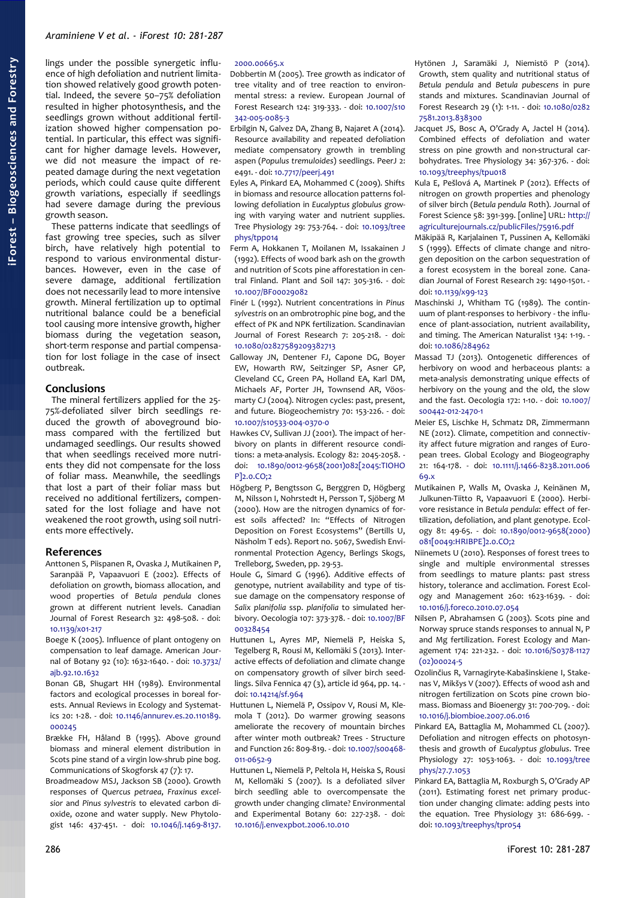lings under the possible synergetic influence of high defoliation and nutrient limitation showed relatively good growth potential. Indeed, the severe 50–75% defoliation resulted in higher photosynthesis, and the seedlings grown without additional fertilization showed higher compensation potential. In particular, this effect was significant for higher damage levels. However, we did not measure the impact of repeated damage during the next vegetation periods, which could cause quite different growth variations, especially if seedlings had severe damage during the previous growth season.

These patterns indicate that seedlings of fast growing tree species, such as silver birch, have relatively high potential to respond to various environmental disturbances. However, even in the case of severe damage, additional fertilization does not necessarily lead to more intensive growth. Mineral fertilization up to optimal nutritional balance could be a beneficial tool causing more intensive growth, higher biomass during the vegetation season, short-term response and partial compensation for lost foliage in the case of insect outbreak.

## Conclusions

The mineral fertilizers applied for the 25-75%-defoliated silver birch seedlings reduced the growth of aboveground biomass compared with the fertilized but undamaged seedlings. Our results showed that when seedlings received more nutrients they did not compensate for the loss of foliar mass. Meanwhile, the seedlings that lost a part of their foliar mass but received no additional fertilizers, compensated for the lost foliage and have not weakened the root growth, using soil nutrients more effectively.

## References

Anttonen S, Piispanen R, Ovaska J, Mutikainen P, Saranpää P, Vapaavuori E (2002). Effects of defoliation on growth, biomass allocation, and wood properties of *Betula pendula* clones grown at different nutrient levels. Canadian Journal of Forest Research 32: 498-508. - doi: 10.1139/x01-217

Boege K (2005). Influence of plant ontogeny on compensation to leaf damage. American Journal of Botany 92 (10): 1632-1640. - doi: 10.3732/ajb.92.10.1632

Bonan GB, Shugart HH (1989). Environmental factors and ecological processes in boreal forests. Annual Reviews in Ecology and Systematics 20: 1-28. - doi: 10.1146/annurev.es.20.110189.000245

Brække FH, Håland B (1995). Above ground biomass and mineral element distribution in Scots pine stand of a virgin low-shrub pine bog. Communications of Skogforsk 47 (7): 17.

Broadmeadow MSJ, Jackson SB (2000). Growth responses of *Quercus petraea*, *Fraxinus excelsior* and *Pinus sylvestris* to elevated carbon dioxide, ozone and water supply. New Phytologist 146: 437-451. - doi: 10.1046/j.1469-8137.2000.00665.x

Dobbertin M (2005). Tree growth as indicator of tree vitality and of tree reaction to environmental stress: a review. European Journal of Forest Research 124: 319-333. - doi: 10.1007/s10342-005-0085-3

Erbilgin N, Galvez DA, Zhang B, Najaret A (2014). Resource availability and repeated defoliation mediate compensatory growth in trembling aspen (*Populus tremuloides*) seedlings. PeerJ 2: e491. - doi: 10.7717/peerj.491

Eyles A, Pinkard EA, Mohammed C (2009). Shifts in biomass and resource allocation patterns following defoliation in *Eucalyptus globulus* growing with varying water and nutrient supplies. Tree Physiology 29: 753-764. - doi: 10.1093/treephys/tpp014

Ferm A, Hokkanen T, Moilanen M, Issakainen J (1992). Effects of wood bark ash on the growth and nutrition of Scots pine afforestation in central Finland. Plant and Soil 147: 305-316. - doi: 10.1007/BF00029082

Finér L (1992). Nutrient concentrations in *Pinus sylvestris* on an ombrotrophic pine bog, and the effect of PK and NPK fertilization. Scandinavian Journal of Forest Research 7: 205-218. - doi: 10.1080/02827589209382713

Galloway JN, Dentener FJ, Capone DG, Boyer EW, Howarth RW, Seitzinger SP, Asner GP, Cleveland CC, Green PA, Holland EA, Karl DM, Michaels AF, Porter JH, Townsend AR, Vöosmarty CJ (2004). Nitrogen cycles: past, present, and future. Biogeochemistry 70: 153-226. - doi: 10.1007/s10533-004-0370-0

Hawkes CV, Sullivan JJ (2001). The impact of herbivory on plants in different resource conditions: a meta-analysis. Ecology 82: 2045-2058. - doi: 10.1890/0012-9658(2001)082[2045:TIOHOP]2.0.CO;2

Högberg P, Bengtsson G, Berggren D, Högberg M, Nilsson I, Nohrstedt H, Persson T, Sjöberg M (2000). How are the nitrogen dynamics of forest soils affected? In: "Effects of Nitrogen Deposition on Forest Ecosystems" (Bertills U, Näsholm T eds). Report no. 5067, Swedish Environmental Protection Agency, Berlings Skogs, Trelleborg, Sweden, pp. 29-53.

Houle G, Simard G (1996). Additive effects of genotype, nutrient availability and type of tissue damage on the compensatory response of *Salix planifolia* ssp. *planifolia* to simulated herbivory. Oecologia 107: 373-378. - doi: 10.1007/BF00328454

Huttunen L, Ayres MP, Niemelä P, Heiska S, Tegelberg R, Rousi M, Kellomäki S (2013). Interactive effects of defoliation and climate change on compensatory growth of silver birch seedlings. Silva Fennica 47 (3), article id 964, pp. 14. - doi: 10.14214/sf.964

Huttunen L, Niemelä P, Ossipov V, Rousi M, Klemola T (2012). Do warmer growing seasons ameliorate the recovery of mountain birches after winter moth outbreak? Trees - Structure and Function 26: 809-819. - doi: 10.1007/s00468-011-0652-9

Huttunen L, Niemelä P, Peltola H, Heiska S, Rousi M, Kellomäki S (2007). Is a defoliated silver birch seedling able to overcompensate the growth under changing climate? Environmental and Experimental Botany 60: 227-238. - doi: 10.1016/j.envexpbot.2006.10.010

Hytönen J, Saramäki J, Niemistö P (2014). Growth, stem quality and nutritional status of *Betula pendula* and *Betula pubescens* in pure stands and mixtures. Scandinavian Journal of Forest Research 29 (1): 1-11. - doi: 10.1080/02827581.2013.838300

Jacquet JS, Bosc A, O'Grady A, Jactel H (2014). Combined effects of defoliation and water stress on pine growth and non-structural carbohydrates. Tree Physiology 34: 367-376. - doi: 10.1093/treephys/tpu018

Kula E, Pešlová A, Martinek P (2012). Effects of nitrogen on growth properties and phenology of silver birch (*Betula pendula* Roth). Journal of Forest Science 58: 391-399. [online] URL: http://agriculturejournals.cz/publicFiles/75916.pdf

Mäkipää R, Karjalainen T, Pussinen A, Kellomäki S (1999). Effects of climate change and nitrogen deposition on the carbon sequestration of a forest ecosystem in the boreal zone. Canadian Journal of Forest Research 29: 1490-1501. - doi: 10.1139/x99-123

Maschinski J, Whitham TG (1989). The continuum of plant-responses to herbivory - the influence of plant-association, nutrient availability, and timing. The American Naturalist 134: 1-19. - doi: 10.1086/284962

Massad TJ (2013). Ontogenetic differences of herbivory on wood and herbaceous plants: a meta-analysis demonstrating unique effects of herbivory on the young and the old, the slow and the fast. Oecologia 172: 1-10. - doi: 10.1007/s00442-012-2470-1

Meier ES, Lischke H, Schmatz DR, Zimmermann NE (2012). Climate, competition and connectivity affect future migration and ranges of European trees. Global Ecology and Biogeography 21: 164-178. - doi: 10.1111/j.1466-8238.2011.00669.x

Mutikainen P, Walls M, Ovaska J, Keinänen M, Julkunen-Tiitto R, Vapaavuori E (2000). Herbivore resistance in *Betula pendula*: effect of fertilization, defoliation, and plant genotype. Ecology 81: 49-65. - doi: 10.1890/0012-9658(2000)081[0049:HRIBPE]2.0.CO;2

Niinemets U (2010). Responses of forest trees to single and multiple environmental stresses from seedlings to mature plants: past stress history, tolerance and acclimation. Forest Ecology and Management 260: 1623-1639. - doi: 10.1016/j.foreco.2010.07.054

Nilsen P, Abrahamsen G (2003). Scots pine and Norway spruce stands responses to annual N, P and Mg fertilization. Forest Ecology and Management 174: 221-232. - doi: 10.1016/S0378-1127(02)00024-5

Ozolinčius R, Varnagiryte-Kabašinskiene I, Stakenas V, Mikšys V (2007). Effects of wood ash and nitrogen fertilization on Scots pine crown biomass. Biomass and Bioenergy 31: 700-709. - doi: 10.1016/j.biombioe.2007.06.016

Pinkard EA, Battaglia M, Mohammed CL (2007). Defoliation and nitrogen effects on photosynthesis and growth of *Eucalyptus globulus*. Tree Physiology 27: 1053-1063. - doi: 10.1093/treephys/27.7.1053

Pinkard EA, Battaglia M, Roxburgh S, O'Grady AP (2011). Estimating forest net primary production under changing climate: adding pests into the equation. Tree Physiology 31: 686-699. - doi: 10.1093/treephys/tpr054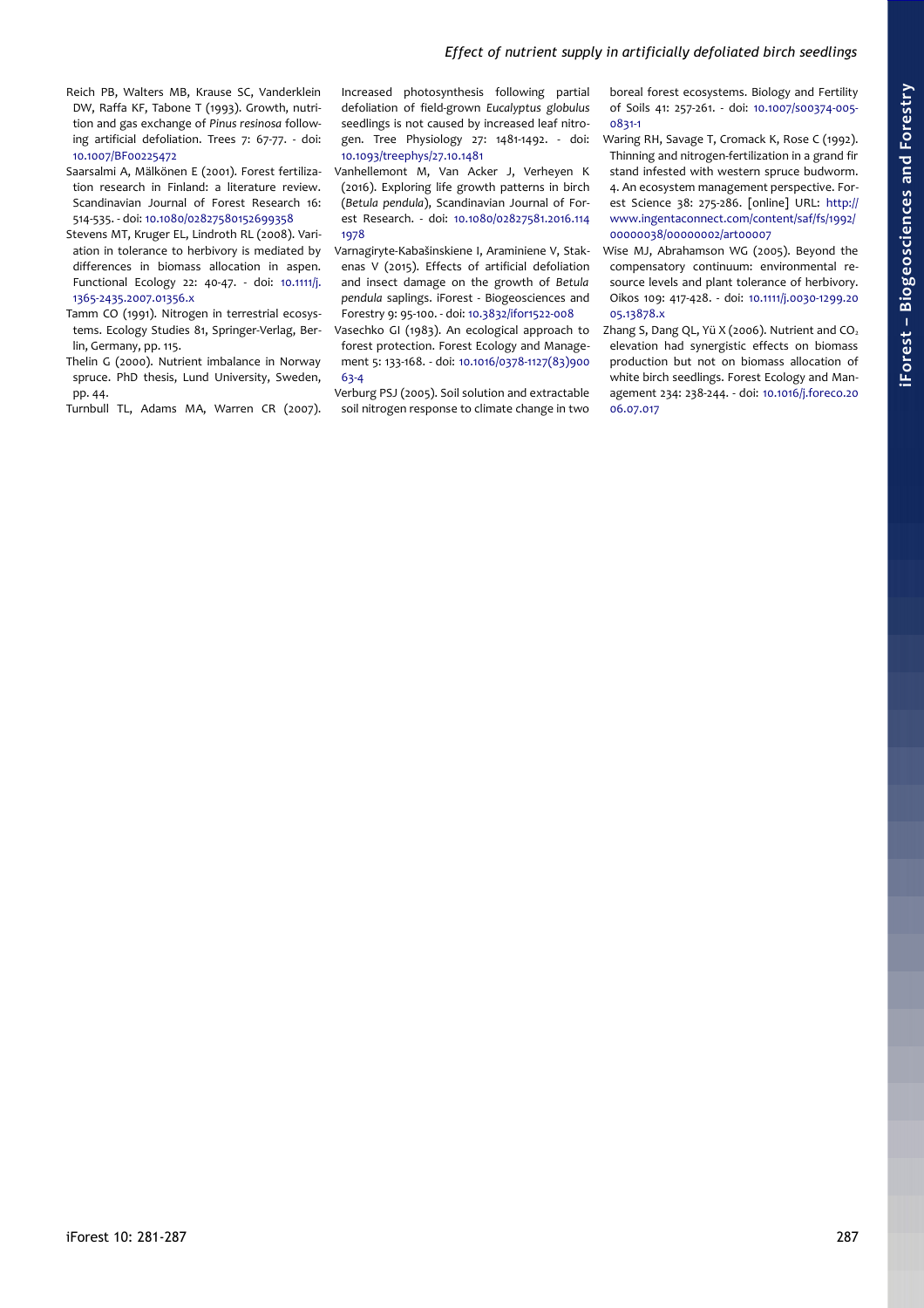Reich PB, Walters MB, Krause SC, Vanderklein DW, Raffa KF, Tabone T (1993). Growth, nutrition and gas exchange of *Pinus resinosa* following artificial defoliation. Trees 7: 67-77. - doi: 10.1007/BF00225472

Saarsalmi A, Mälkönen E (2001). Forest fertilization research in Finland: a literature review. Scandinavian Journal of Forest Research 16: 514-535. - doi: 10.1080/02827580152699358

Stevens MT, Kruger EL, Lindroth RL (2008). Variation in tolerance to herbivory is mediated by differences in biomass allocation in aspen. Functional Ecology 22: 40-47. - doi: 10.1111/j.1365-2435.2007.01356.x

Tamm CO (1991). Nitrogen in terrestrial ecosystems. Ecology Studies 81, Springer-Verlag, Berlin, Germany, pp. 115.

Thelin G (2000). Nutrient imbalance in Norway spruce. PhD thesis, Lund University, Sweden, pp. 44.

Turnbull TL, Adams MA, Warren CR (2007). Increased photosynthesis following partial defoliation of field-grown *Eucalyptus globulus* seedlings is not caused by increased leaf nitrogen. Tree Physiology 27: 1481-1492. - doi: 10.1093/treephys/27.10.1481

Vanhellemont M, Van Acker J, Verheyen K (2016). Exploring life growth patterns in birch (*Betula pendula*), Scandinavian Journal of Forest Research. - doi: 10.1080/02827581.2016.1141978

Varnagiryte-Kabašinskiene I, Araminiene V, Stakenas V (2015). Effects of artificial defoliation and insect damage on the growth of *Betula pendula* saplings. iForest - Biogeosciences and Forestry 9: 95-100. - doi: 10.3832/ifor1522-008

Vasechko GI (1983). An ecological approach to forest protection. Forest Ecology and Management 5: 133-168. - doi: 10.1016/0378-1127(83)90063-4

Verburg PSJ (2005). Soil solution and extractable soil nitrogen response to climate change in two boreal forest ecosystems. Biology and Fertility of Soils 41: 257-261. - doi: 10.1007/s00374-005-0831-1

Waring RH, Savage T, Cromack K, Rose C (1992). Thinning and nitrogen-fertilization in a grand fir stand infested with western spruce budworm. 4. An ecosystem management perspective. Forest Science 38: 275-286. [online] URL: http://www.ingentaconnect.com/content/saf/fs/1992/00000038/00000002/art00007

Wise MJ, Abrahamson WG (2005). Beyond the compensatory continuum: environmental resource levels and plant tolerance of herbivory. Oikos 109: 417-428. - doi: 10.1111/j.0030-1299.2005.13878.x

Zhang S, Dang QL, Yü X (2006). Nutrient and $CO_2$ elevation had synergistic effects on biomass production but not on biomass allocation of white birch seedlings. Forest Ecology and Management 234: 238-244. - doi: 10.1016/j.foreco.2006.07.017